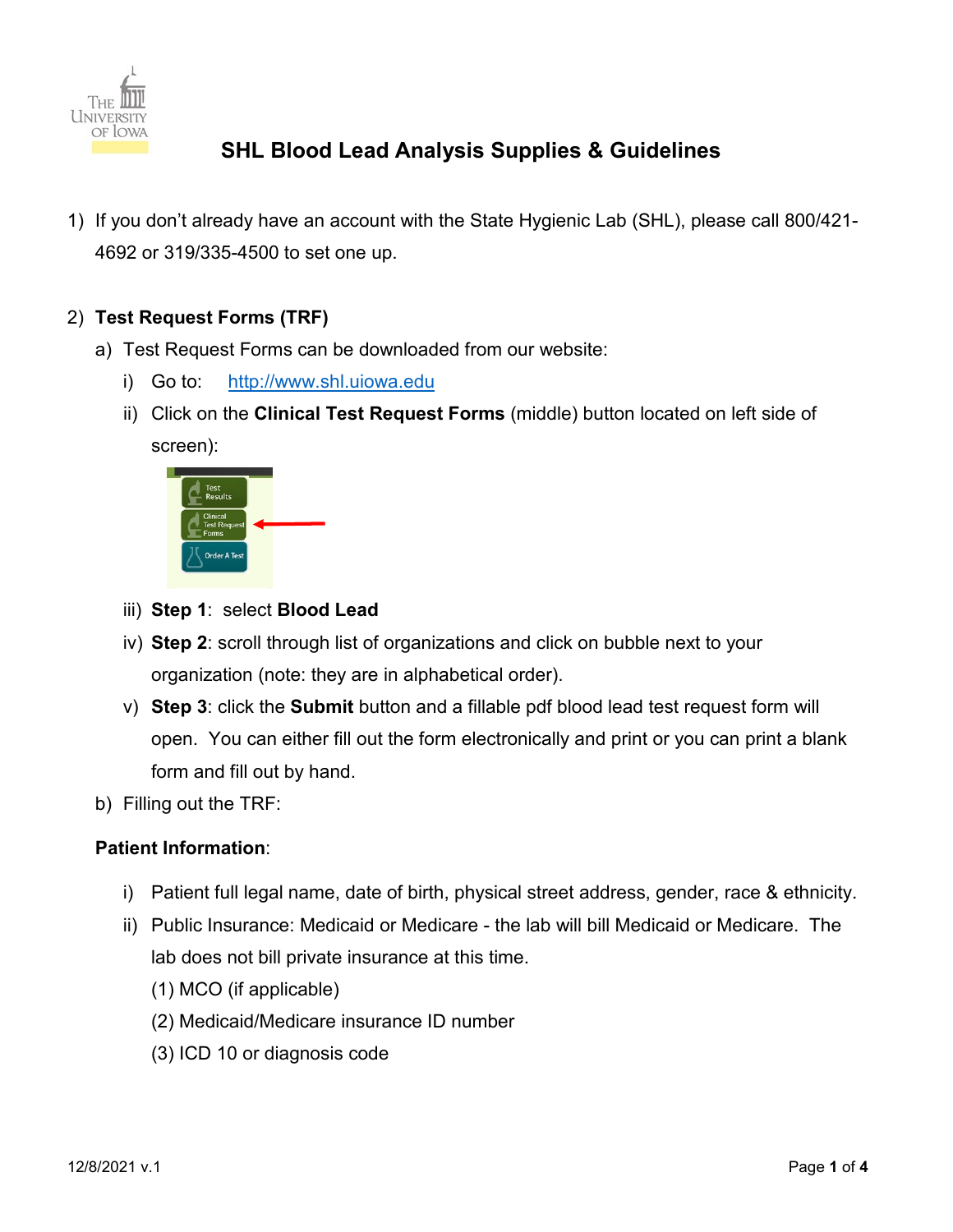# SHL Blood Lead Analysis Supplies & Guidelines

1) If you don't already have an account with the State Hygienic Lab (SHL), please call 800/421-4692 or 319/335-4500 to set one up.

2) **Test Request Forms (TRF)**
   a) Test Request Forms can be downloaded from our website:
      i) Go to: http://www.shl.uiowa.edu
      ii) Click on the **Clinical Test Request Forms** (middle) button located on left side of screen):
      iii) **Step 1**: select **Blood Lead**
      iv) **Step 2**: scroll through list of organizations and click on bubble next to your organization (note: they are in alphabetical order).
      v) **Step 3**: click the **Submit** button and a fillable pdf blood lead test request form will open. You can either fill out the form electronically and print or you can print a blank form and fill out by hand.
   b) Filling out the TRF:

**Patient Information**:

i) Patient full legal name, date of birth, physical street address, gender, race & ethnicity.
ii) Public Insurance: Medicaid or Medicare - the lab will bill Medicaid or Medicare. The lab does not bill private insurance at this time.
    (1) MCO (if applicable)
    (2) Medicaid/Medicare insurance ID number
    (3) ICD 10 or diagnosis code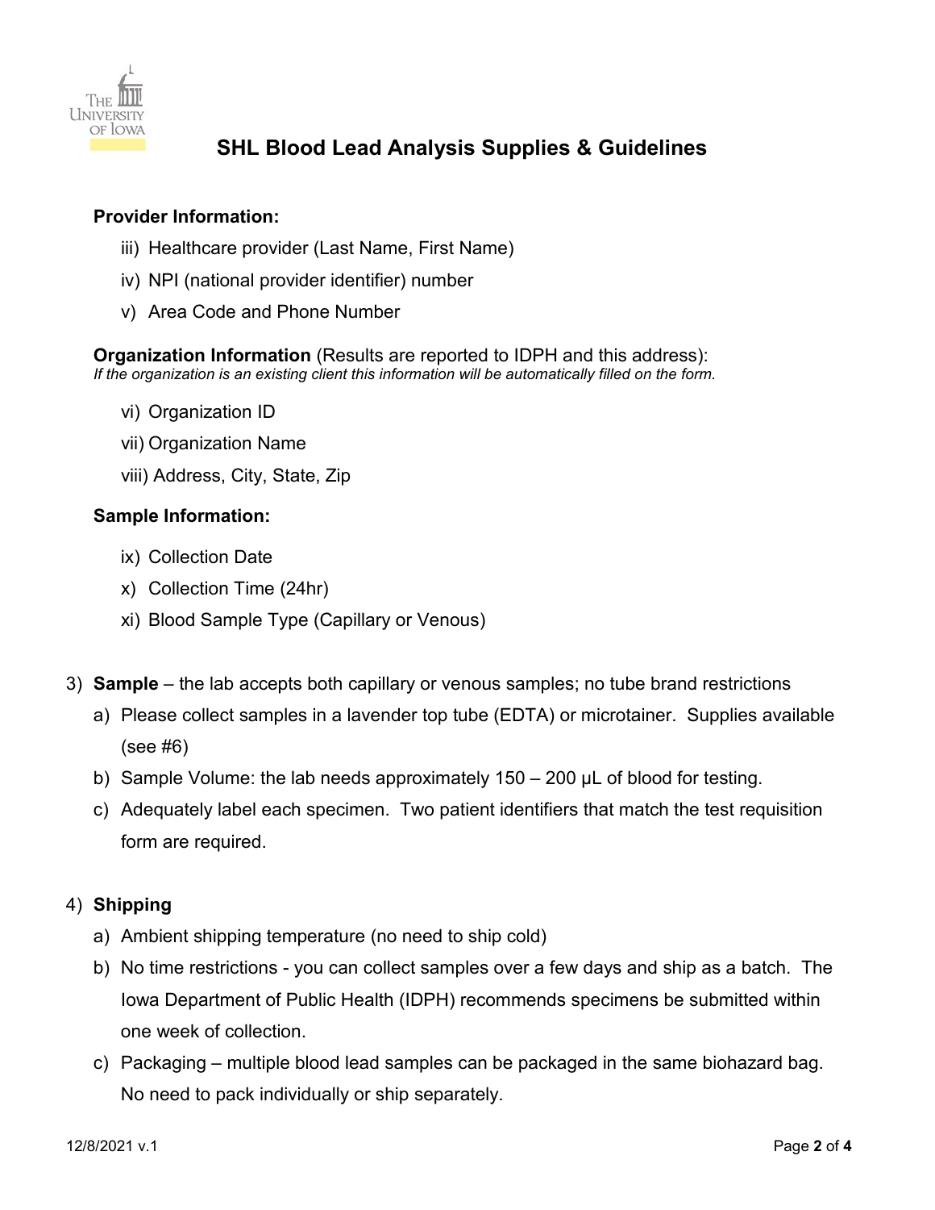## SHL Blood Lead Analysis Supplies & Guidelines

**Provider Information:**

- iii) Healthcare provider (Last Name, First Name)
- iv) NPI (national provider identifier) number
- v) Area Code and Phone Number

**Organization Information** (Results are reported to IDPH and this address):
*If the organization is an existing client this information will be automatically filled on the form.*

- vi) Organization ID
- vii) Organization Name
- viii) Address, City, State, Zip

**Sample Information:**

- ix) Collection Date
- x) Collection Time (24hr)
- xi) Blood Sample Type (Capillary or Venous)

3) **Sample** – the lab accepts both capillary or venous samples; no tube brand restrictions
   - a) Please collect samples in a lavender top tube (EDTA) or microtainer. Supplies available (see #6)
   - b) Sample Volume: the lab needs approximately 150 – 200 μL of blood for testing.
   - c) Adequately label each specimen. Two patient identifiers that match the test requisition form are required.

4) **Shipping**
   - a) Ambient shipping temperature (no need to ship cold)
   - b) No time restrictions - you can collect samples over a few days and ship as a batch. The Iowa Department of Public Health (IDPH) recommends specimens be submitted within one week of collection.
   - c) Packaging – multiple blood lead samples can be packaged in the same biohazard bag. No need to pack individually or ship separately.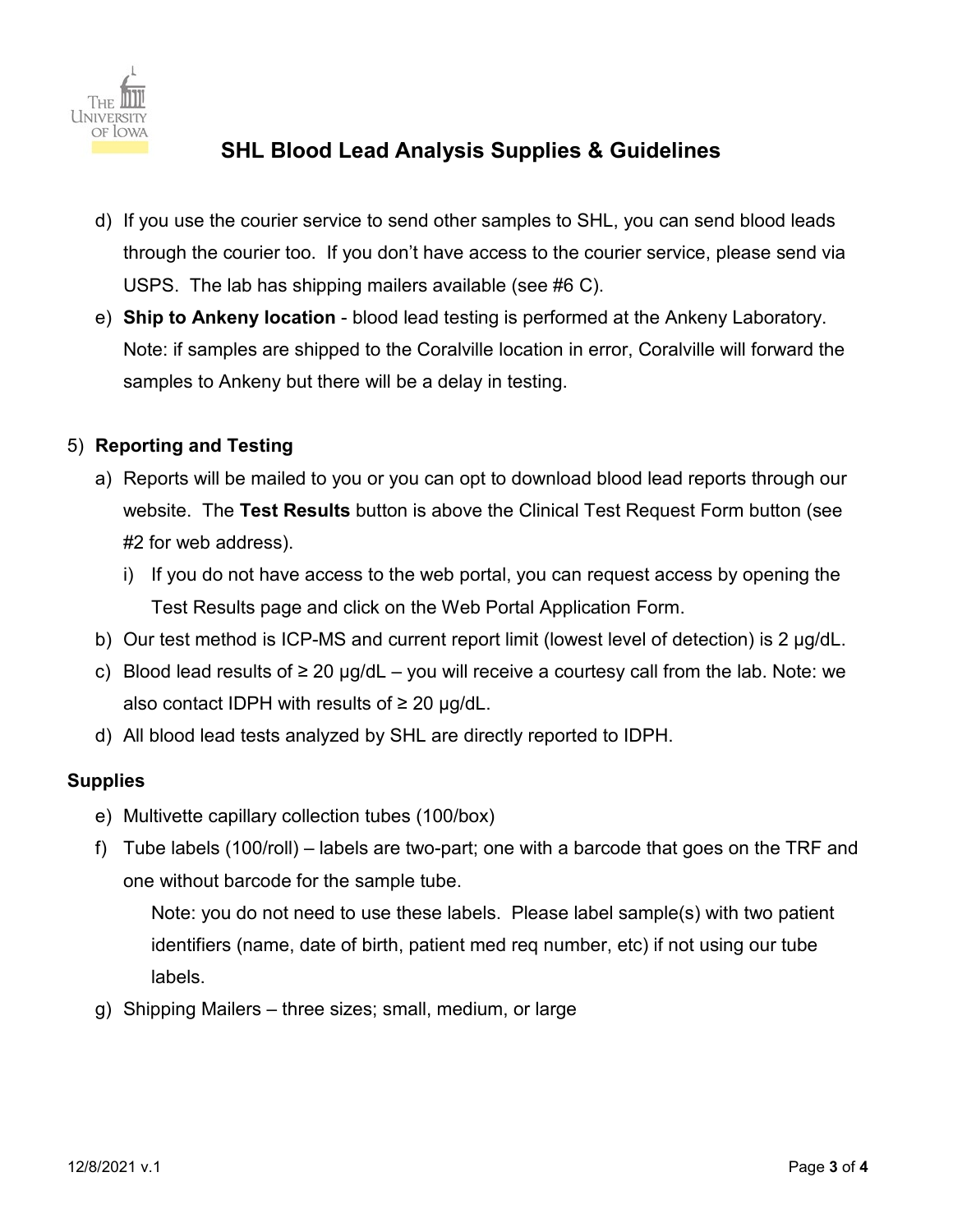d) If you use the courier service to send other samples to SHL, you can send blood leads through the courier too. If you don't have access to the courier service, please send via USPS. The lab has shipping mailers available (see #6 C).

e) **Ship to Ankeny location** - blood lead testing is performed at the Ankeny Laboratory. Note: if samples are shipped to the Coralville location in error, Coralville will forward the samples to Ankeny but there will be a delay in testing.

5) **Reporting and Testing**

   a) Reports will be mailed to you or you can opt to download blood lead reports through our website. The **Test Results** button is above the Clinical Test Request Form button (see #2 for web address).

      i) If you do not have access to the web portal, you can request access by opening the Test Results page and click on the Web Portal Application Form.

   b) Our test method is ICP-MS and current report limit (lowest level of detection) is 2 µg/dL.

   c) Blood lead results of ≥ 20 µg/dL – you will receive a courtesy call from the lab. Note: we also contact IDPH with results of ≥ 20 µg/dL.

   d) All blood lead tests analyzed by SHL are directly reported to IDPH.

**Supplies**

   e) Multivette capillary collection tubes (100/box)

   f) Tube labels (100/roll) – labels are two-part; one with a barcode that goes on the TRF and one without barcode for the sample tube.

      Note: you do not need to use these labels. Please label sample(s) with two patient identifiers (name, date of birth, patient med req number, etc) if not using our tube labels.

   g) Shipping Mailers – three sizes; small, medium, or large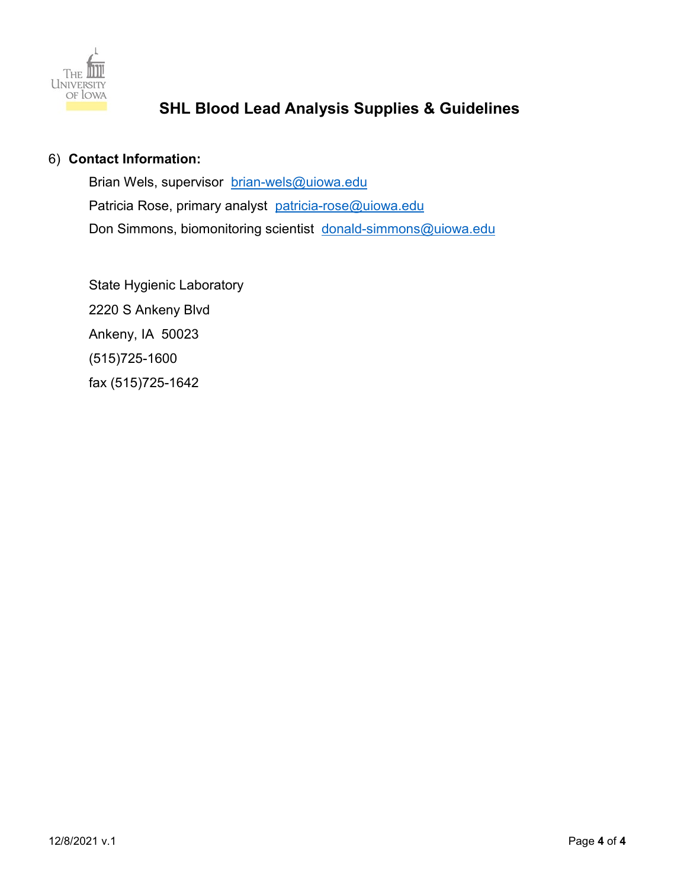# SHL Blood Lead Analysis Supplies & Guidelines

6) **Contact Information:**

Brian Wels, supervisor brian-wels@uiowa.edu

Patricia Rose, primary analyst patricia-rose@uiowa.edu

Don Simmons, biomonitoring scientist donald-simmons@uiowa.edu

State Hygienic Laboratory
2220 S Ankeny Blvd
Ankeny, IA 50023
(515)725-1600
fax (515)725-1642

12/8/2021 v.1